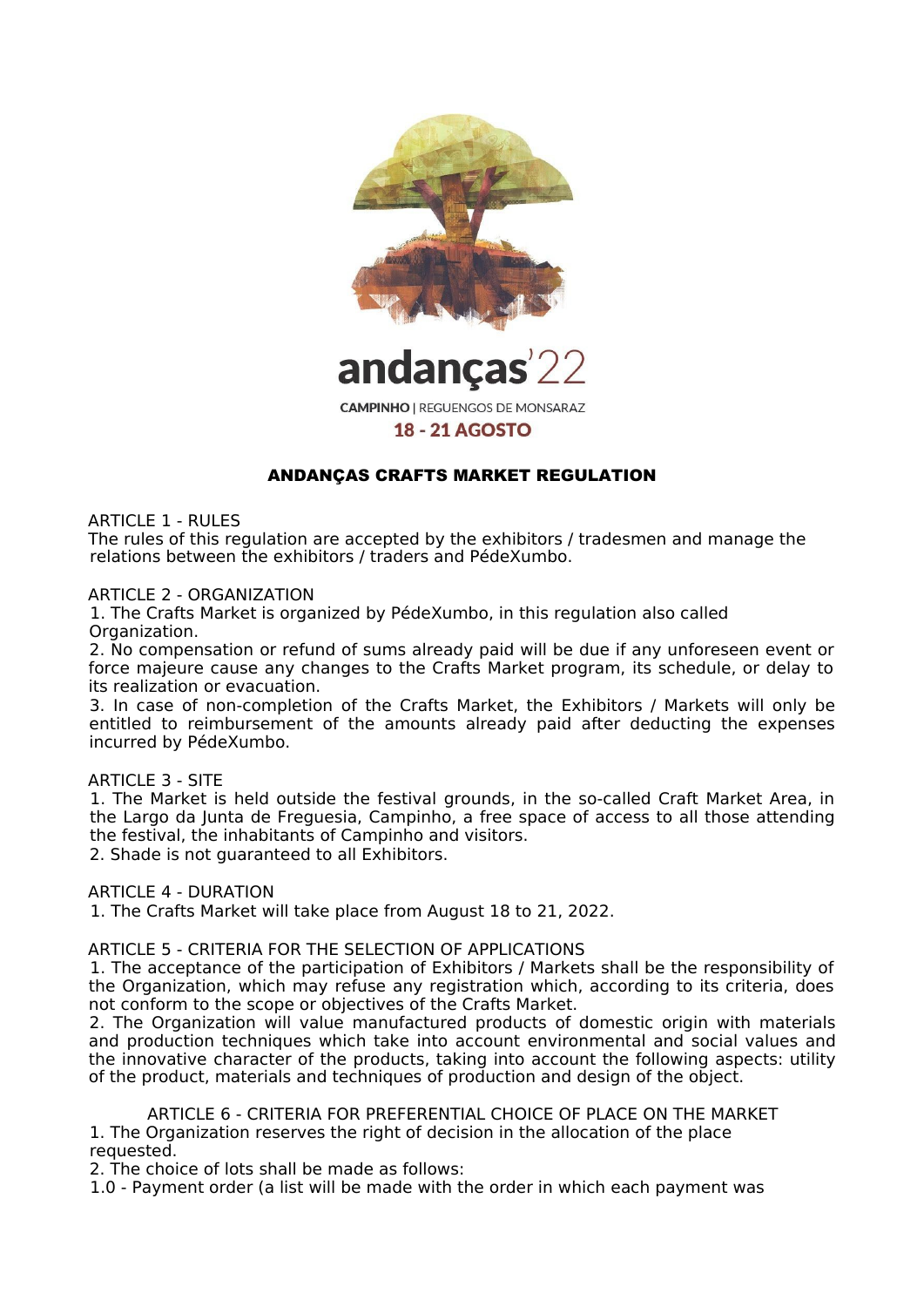andanças'22

CAMPINHO | REGUENGOS DE MONSARAZ

18 - 21 AGOSTO

# ANDANÇAS CRAFTS MARKET REGULATION

## ARTICLE 1 - RULES

The rules of this regulation are accepted by the exhibitors / tradesmen and manage the relations between the exhibitors / traders and PédeXumbo.

## ARTICLE 2 - ORGANIZATION

1. The Crafts Market is organized by PédeXumbo, in this regulation also called Organization.
2. No compensation or refund of sums already paid will be due if any unforeseen event or force majeure cause any changes to the Crafts Market program, its schedule, or delay to its realization or evacuation.
3. In case of non-completion of the Crafts Market, the Exhibitors / Markets will only be entitled to reimbursement of the amounts already paid after deducting the expenses incurred by PédeXumbo.

## ARTICLE 3 - SITE

1. The Market is held outside the festival grounds, in the so-called Craft Market Area, in the Largo da Junta de Freguesia, Campinho, a free space of access to all those attending the festival, the inhabitants of Campinho and visitors.
2. Shade is not guaranteed to all Exhibitors.

## ARTICLE 4 - DURATION

1. The Crafts Market will take place from August 18 to 21, 2022.

## ARTICLE 5 - CRITERIA FOR THE SELECTION OF APPLICATIONS

1. The acceptance of the participation of Exhibitors / Markets shall be the responsibility of the Organization, which may refuse any registration which, according to its criteria, does not conform to the scope or objectives of the Crafts Market.
2. The Organization will value manufactured products of domestic origin with materials and production techniques which take into account environmental and social values and the innovative character of the products, taking into account the following aspects: utility of the product, materials and techniques of production and design of the object.

## ARTICLE 6 - CRITERIA FOR PREFERENTIAL CHOICE OF PLACE ON THE MARKET

1. The Organization reserves the right of decision in the allocation of the place requested.
2. The choice of lots shall be made as follows:

1.0 - Payment order (a list will be made with the order in which each payment was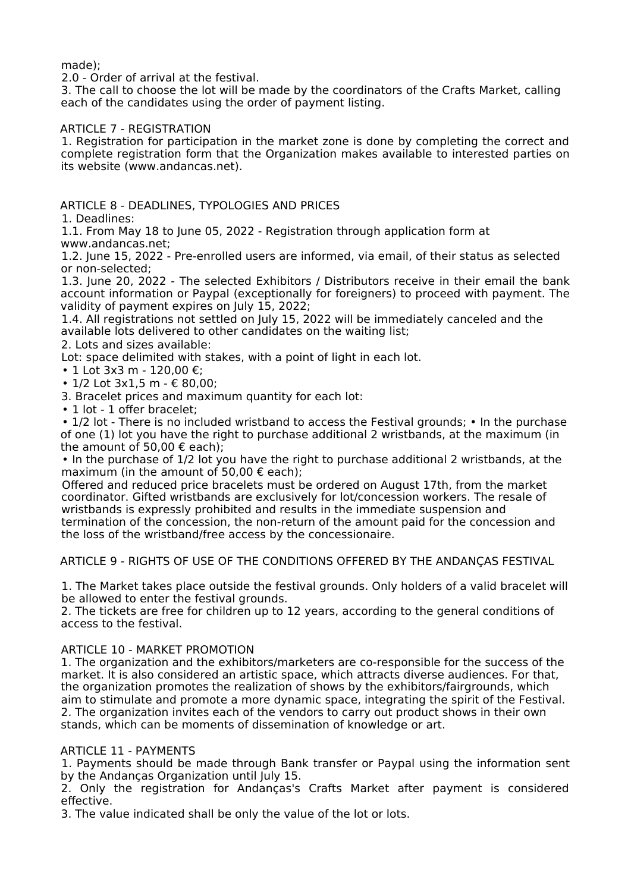made);

2.0 - Order of arrival at the festival.

3. The call to choose the lot will be made by the coordinators of the Crafts Market, calling each of the candidates using the order of payment listing.

ARTICLE 7 - REGISTRATION

1. Registration for participation in the market zone is done by completing the correct and complete registration form that the Organization makes available to interested parties on its website (www.andancas.net).

ARTICLE 8 - DEADLINES, TYPOLOGIES AND PRICES

1. Deadlines:

1.1. From May 18 to June 05, 2022 - Registration through application form at www.andancas.net;

1.2. June 15, 2022 - Pre-enrolled users are informed, via email, of their status as selected or non-selected;

1.3. June 20, 2022 - The selected Exhibitors / Distributors receive in their email the bank account information or Paypal (exceptionally for foreigners) to proceed with payment. The validity of payment expires on July 15, 2022;

1.4. All registrations not settled on July 15, 2022 will be immediately canceled and the available lots delivered to other candidates on the waiting list;

2. Lots and sizes available:

Lot: space delimited with stakes, with a point of light in each lot.

- 1 Lot 3x3 m - 120,00 €;
- 1/2 Lot 3x1,5 m - € 80,00;

3. Bracelet prices and maximum quantity for each lot:

- 1 lot - 1 offer bracelet;
- 1/2 lot - There is no included wristband to access the Festival grounds;
- In the purchase of one (1) lot you have the right to purchase additional 2 wristbands, at the maximum (in the amount of 50,00 € each);
- In the purchase of 1/2 lot you have the right to purchase additional 2 wristbands, at the maximum (in the amount of 50,00 € each);

Offered and reduced price bracelets must be ordered on August 17th, from the market coordinator. Gifted wristbands are exclusively for lot/concession workers. The resale of wristbands is expressly prohibited and results in the immediate suspension and termination of the concession, the non-return of the amount paid for the concession and the loss of the wristband/free access by the concessionaire.

ARTICLE 9 - RIGHTS OF USE OF THE CONDITIONS OFFERED BY THE ANDANÇAS FESTIVAL

1. The Market takes place outside the festival grounds. Only holders of a valid bracelet will be allowed to enter the festival grounds.

2. The tickets are free for children up to 12 years, according to the general conditions of access to the festival.

ARTICLE 10 - MARKET PROMOTION

1. The organization and the exhibitors/marketers are co-responsible for the success of the market. It is also considered an artistic space, which attracts diverse audiences. For that, the organization promotes the realization of shows by the exhibitors/fairgrounds, which aim to stimulate and promote a more dynamic space, integrating the spirit of the Festival.

2. The organization invites each of the vendors to carry out product shows in their own stands, which can be moments of dissemination of knowledge or art.

ARTICLE 11 - PAYMENTS

1. Payments should be made through Bank transfer or Paypal using the information sent by the Andanças Organization until July 15.

2. Only the registration for Andanças's Crafts Market after payment is considered effective.

3. The value indicated shall be only the value of the lot or lots.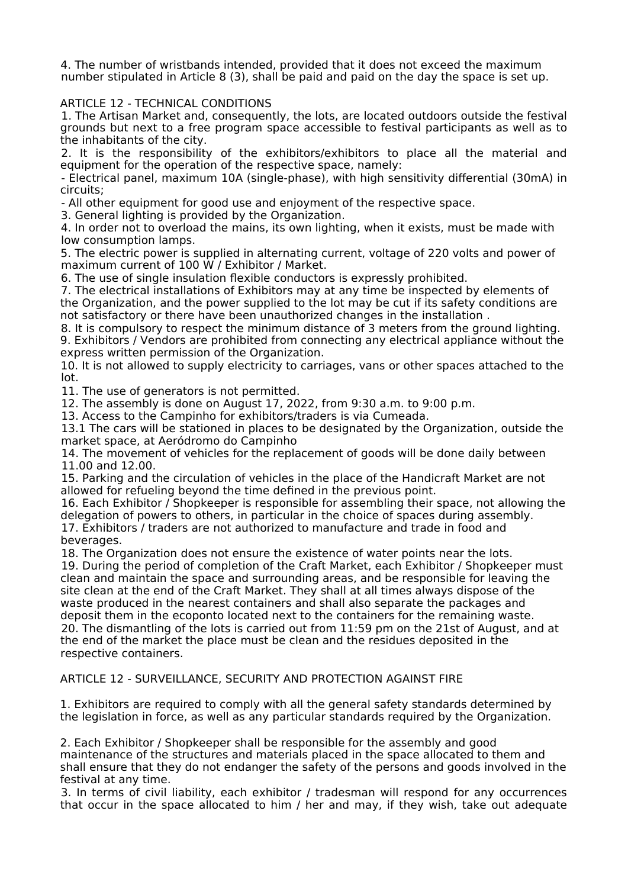4. The number of wristbands intended, provided that it does not exceed the maximum number stipulated in Article 8 (3), shall be paid and paid on the day the space is set up.

ARTICLE 12 - TECHNICAL CONDITIONS

1. The Artisan Market and, consequently, the lots, are located outdoors outside the festival grounds but next to a free program space accessible to festival participants as well as to the inhabitants of the city.
2. It is the responsibility of the exhibitors/exhibitors to place all the material and equipment for the operation of the respective space, namely:
- Electrical panel, maximum 10A (single-phase), with high sensitivity differential (30mA) in circuits;
- All other equipment for good use and enjoyment of the respective space.
3. General lighting is provided by the Organization.
4. In order not to overload the mains, its own lighting, when it exists, must be made with low consumption lamps.
5. The electric power is supplied in alternating current, voltage of 220 volts and power of maximum current of 100 W / Exhibitor / Market.
6. The use of single insulation flexible conductors is expressly prohibited.
7. The electrical installations of Exhibitors may at any time be inspected by elements of the Organization, and the power supplied to the lot may be cut if its safety conditions are not satisfactory or there have been unauthorized changes in the installation .
8. It is compulsory to respect the minimum distance of 3 meters from the ground lighting.
9. Exhibitors / Vendors are prohibited from connecting any electrical appliance without the express written permission of the Organization.
10. It is not allowed to supply electricity to carriages, vans or other spaces attached to the lot.
11. The use of generators is not permitted.
12. The assembly is done on August 17, 2022, from 9:30 a.m. to 9:00 p.m.
13. Access to the Campinho for exhibitors/traders is via Cumeada.
13.1 The cars will be stationed in places to be designated by the Organization, outside the market space, at Aeródromo do Campinho
14. The movement of vehicles for the replacement of goods will be done daily between 11.00 and 12.00.
15. Parking and the circulation of vehicles in the place of the Handicraft Market are not allowed for refueling beyond the time defined in the previous point.
16. Each Exhibitor / Shopkeeper is responsible for assembling their space, not allowing the delegation of powers to others, in particular in the choice of spaces during assembly.
17. Exhibitors / traders are not authorized to manufacture and trade in food and beverages.
18. The Organization does not ensure the existence of water points near the lots.
19. During the period of completion of the Craft Market, each Exhibitor / Shopkeeper must clean and maintain the space and surrounding areas, and be responsible for leaving the site clean at the end of the Craft Market. They shall at all times always dispose of the waste produced in the nearest containers and shall also separate the packages and deposit them in the ecoponto located next to the containers for the remaining waste.
20. The dismantling of the lots is carried out from 11:59 pm on the 21st of August, and at the end of the market the place must be clean and the residues deposited in the respective containers.

ARTICLE 12 - SURVEILLANCE, SECURITY AND PROTECTION AGAINST FIRE

1. Exhibitors are required to comply with all the general safety standards determined by the legislation in force, as well as any particular standards required by the Organization.

2. Each Exhibitor / Shopkeeper shall be responsible for the assembly and good maintenance of the structures and materials placed in the space allocated to them and shall ensure that they do not endanger the safety of the persons and goods involved in the festival at any time.

3. In terms of civil liability, each exhibitor / tradesman will respond for any occurrences that occur in the space allocated to him / her and may, if they wish, take out adequate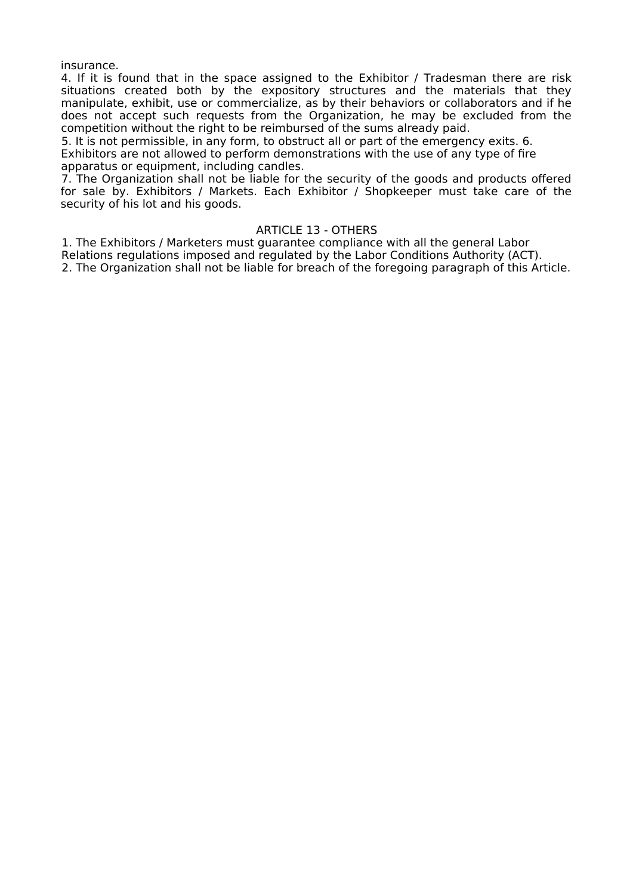insurance.

4. If it is found that in the space assigned to the Exhibitor / Tradesman there are risk situations created both by the expository structures and the materials that they manipulate, exhibit, use or commercialize, as by their behaviors or collaborators and if he does not accept such requests from the Organization, he may be excluded from the competition without the right to be reimbursed of the sums already paid.

5. It is not permissible, in any form, to obstruct all or part of the emergency exits. 6. Exhibitors are not allowed to perform demonstrations with the use of any type of fire apparatus or equipment, including candles.

7. The Organization shall not be liable for the security of the goods and products offered for sale by. Exhibitors / Markets. Each Exhibitor / Shopkeeper must take care of the security of his lot and his goods.

## ARTICLE 13 - OTHERS

1. The Exhibitors / Marketers must guarantee compliance with all the general Labor Relations regulations imposed and regulated by the Labor Conditions Authority (ACT).
2. The Organization shall not be liable for breach of the foregoing paragraph of this Article.